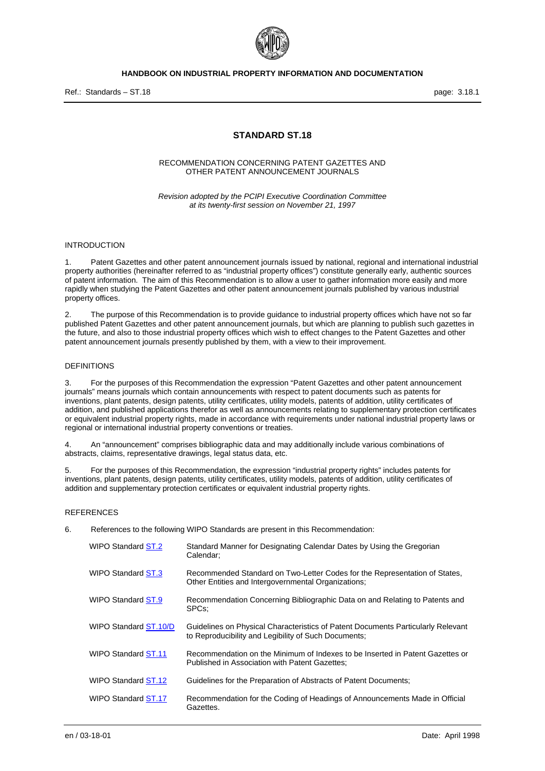# STANDARD ST.18

RECOMMENDATION CONCERNING PATENT GAZETTES AND OTHER PATENT ANNOUNCEMENT JOURNALS

*Revision adopted by the PCIPI Executive Coordination Committee at its twenty-first session on November 21, 1997*

## INTRODUCTION

1. Patent Gazettes and other patent announcement journals issued by national, regional and international industrial property authorities (hereinafter referred to as "industrial property offices") constitute generally early, authentic sources of patent information. The aim of this Recommendation is to allow a user to gather information more easily and more rapidly when studying the Patent Gazettes and other patent announcement journals published by various industrial property offices.

2. The purpose of this Recommendation is to provide guidance to industrial property offices which have not so far published Patent Gazettes and other patent announcement journals, but which are planning to publish such gazettes in the future, and also to those industrial property offices which wish to effect changes to the Patent Gazettes and other patent announcement journals presently published by them, with a view to their improvement.

## DEFINITIONS

3. For the purposes of this Recommendation the expression "Patent Gazettes and other patent announcement journals" means journals which contain announcements with respect to patent documents such as patents for inventions, plant patents, design patents, utility certificates, utility models, patents of addition, utility certificates of addition, and published applications therefor as well as announcements relating to supplementary protection certificates or equivalent industrial property rights, made in accordance with requirements under national industrial property laws or regional or international industrial property conventions or treaties.

4. An "announcement" comprises bibliographic data and may additionally include various combinations of abstracts, claims, representative drawings, legal status data, etc.

5. For the purposes of this Recommendation, the expression "industrial property rights" includes patents for inventions, plant patents, design patents, utility certificates, utility models, patents of addition, utility certificates of addition and supplementary protection certificates or equivalent industrial property rights.

## REFERENCES

6. References to the following WIPO Standards are present in this Recommendation:

| | |
|---|---|
| WIPO Standard ST.2 | Standard Manner for Designating Calendar Dates by Using the Gregorian Calendar; |
| WIPO Standard ST.3 | Recommended Standard on Two-Letter Codes for the Representation of States, Other Entities and Intergovernmental Organizations; |
| WIPO Standard ST.9 | Recommendation Concerning Bibliographic Data on and Relating to Patents and SPCs; |
| WIPO Standard ST.10/D | Guidelines on Physical Characteristics of Patent Documents Particularly Relevant to Reproducibility and Legibility of Such Documents; |
| WIPO Standard ST.11 | Recommendation on the Minimum of Indexes to be Inserted in Patent Gazettes or Published in Association with Patent Gazettes; |
| WIPO Standard ST.12 | Guidelines for the Preparation of Abstracts of Patent Documents; |
| WIPO Standard ST.17 | Recommendation for the Coding of Headings of Announcements Made in Official Gazettes. |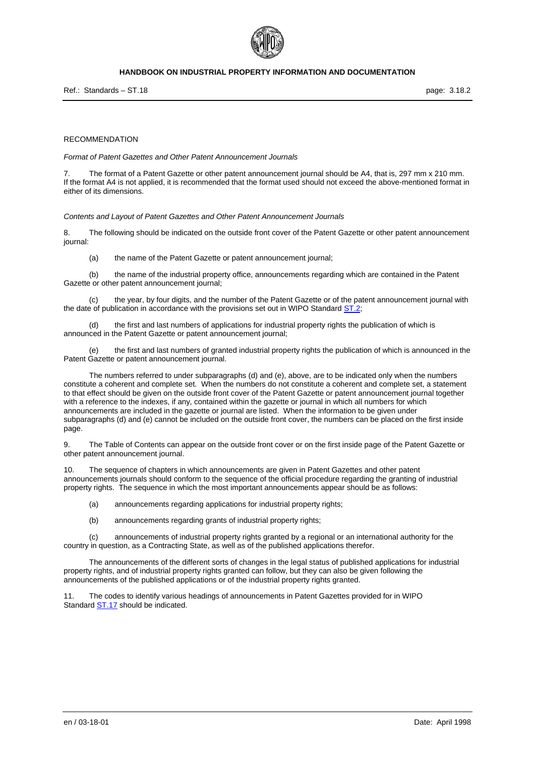RECOMMENDATION

*Format of Patent Gazettes and Other Patent Announcement Journals*

7. The format of a Patent Gazette or other patent announcement journal should be A4, that is, 297 mm x 210 mm. If the format A4 is not applied, it is recommended that the format used should not exceed the above-mentioned format in either of its dimensions.

*Contents and Layout of Patent Gazettes and Other Patent Announcement Journals*

8. The following should be indicated on the outside front cover of the Patent Gazette or other patent announcement journal:

(a) the name of the Patent Gazette or patent announcement journal;

(b) the name of the industrial property office, announcements regarding which are contained in the Patent Gazette or other patent announcement journal;

(c) the year, by four digits, and the number of the Patent Gazette or of the patent announcement journal with the date of publication in accordance with the provisions set out in WIPO Standard ST.2;

(d) the first and last numbers of applications for industrial property rights the publication of which is announced in the Patent Gazette or patent announcement journal;

(e) the first and last numbers of granted industrial property rights the publication of which is announced in the Patent Gazette or patent announcement journal.

The numbers referred to under subparagraphs (d) and (e), above, are to be indicated only when the numbers constitute a coherent and complete set. When the numbers do not constitute a coherent and complete set, a statement to that effect should be given on the outside front cover of the Patent Gazette or patent announcement journal together with a reference to the indexes, if any, contained within the gazette or journal in which all numbers for which announcements are included in the gazette or journal are listed. When the information to be given under subparagraphs (d) and (e) cannot be included on the outside front cover, the numbers can be placed on the first inside page.

9. The Table of Contents can appear on the outside front cover or on the first inside page of the Patent Gazette or other patent announcement journal.

10. The sequence of chapters in which announcements are given in Patent Gazettes and other patent announcements journals should conform to the sequence of the official procedure regarding the granting of industrial property rights. The sequence in which the most important announcements appear should be as follows:

(a) announcements regarding applications for industrial property rights;

(b) announcements regarding grants of industrial property rights;

(c) announcements of industrial property rights granted by a regional or an international authority for the country in question, as a Contracting State, as well as of the published applications therefor.

The announcements of the different sorts of changes in the legal status of published applications for industrial property rights, and of industrial property rights granted can follow, but they can also be given following the announcements of the published applications or of the industrial property rights granted.

11. The codes to identify various headings of announcements in Patent Gazettes provided for in WIPO Standard ST.17 should be indicated.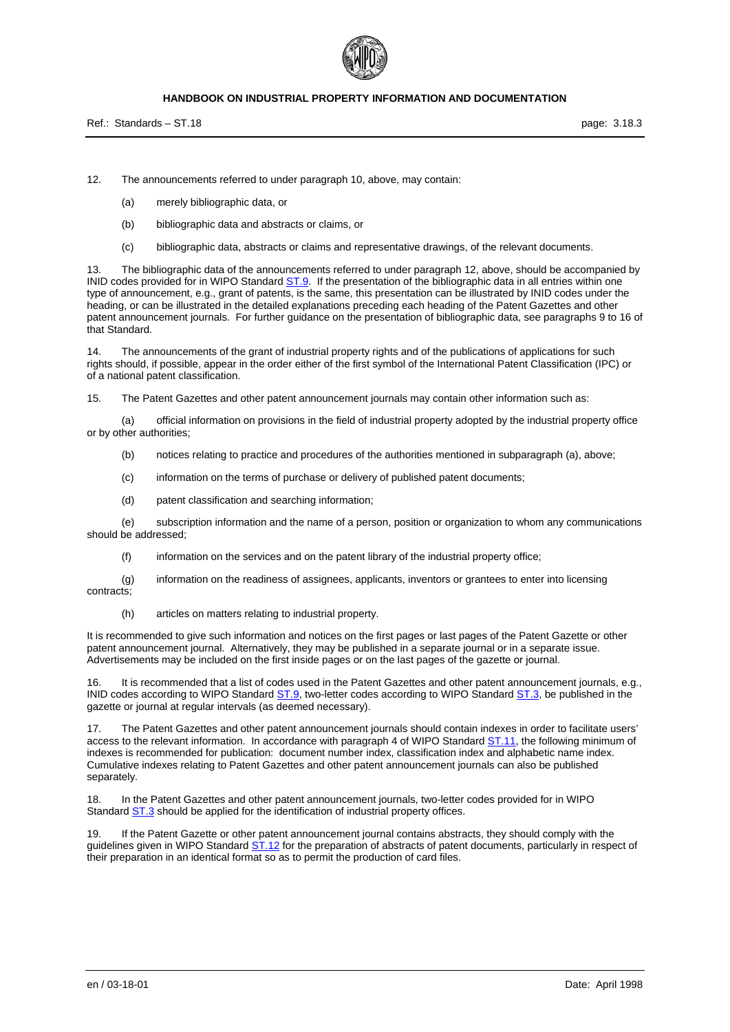12. The announcements referred to under paragraph 10, above, may contain:

(a) merely bibliographic data, or

(b) bibliographic data and abstracts or claims, or

(c) bibliographic data, abstracts or claims and representative drawings, of the relevant documents.

13. The bibliographic data of the announcements referred to under paragraph 12, above, should be accompanied by INID codes provided for in WIPO Standard ST.9. If the presentation of the bibliographic data in all entries within one type of announcement, e.g., grant of patents, is the same, this presentation can be illustrated by INID codes under the heading, or can be illustrated in the detailed explanations preceding each heading of the Patent Gazettes and other patent announcement journals. For further guidance on the presentation of bibliographic data, see paragraphs 9 to 16 of that Standard.

14. The announcements of the grant of industrial property rights and of the publications of applications for such rights should, if possible, appear in the order either of the first symbol of the International Patent Classification (IPC) or of a national patent classification.

15. The Patent Gazettes and other patent announcement journals may contain other information such as:

(a) official information on provisions in the field of industrial property adopted by the industrial property office or by other authorities;

(b) notices relating to practice and procedures of the authorities mentioned in subparagraph (a), above;

(c) information on the terms of purchase or delivery of published patent documents;

(d) patent classification and searching information;

(e) subscription information and the name of a person, position or organization to whom any communications should be addressed;

(f) information on the services and on the patent library of the industrial property office;

(g) information on the readiness of assignees, applicants, inventors or grantees to enter into licensing contracts;

(h) articles on matters relating to industrial property.

It is recommended to give such information and notices on the first pages or last pages of the Patent Gazette or other patent announcement journal. Alternatively, they may be published in a separate journal or in a separate issue. Advertisements may be included on the first inside pages or on the last pages of the gazette or journal.

16. It is recommended that a list of codes used in the Patent Gazettes and other patent announcement journals, e.g., INID codes according to WIPO Standard ST.9, two-letter codes according to WIPO Standard ST.3, be published in the gazette or journal at regular intervals (as deemed necessary).

17. The Patent Gazettes and other patent announcement journals should contain indexes in order to facilitate users' access to the relevant information. In accordance with paragraph 4 of WIPO Standard ST.11, the following minimum of indexes is recommended for publication: document number index, classification index and alphabetic name index. Cumulative indexes relating to Patent Gazettes and other patent announcement journals can also be published separately.

18. In the Patent Gazettes and other patent announcement journals, two-letter codes provided for in WIPO Standard ST.3 should be applied for the identification of industrial property offices.

19. If the Patent Gazette or other patent announcement journal contains abstracts, they should comply with the guidelines given in WIPO Standard ST.12 for the preparation of abstracts of patent documents, particularly in respect of their preparation in an identical format so as to permit the production of card files.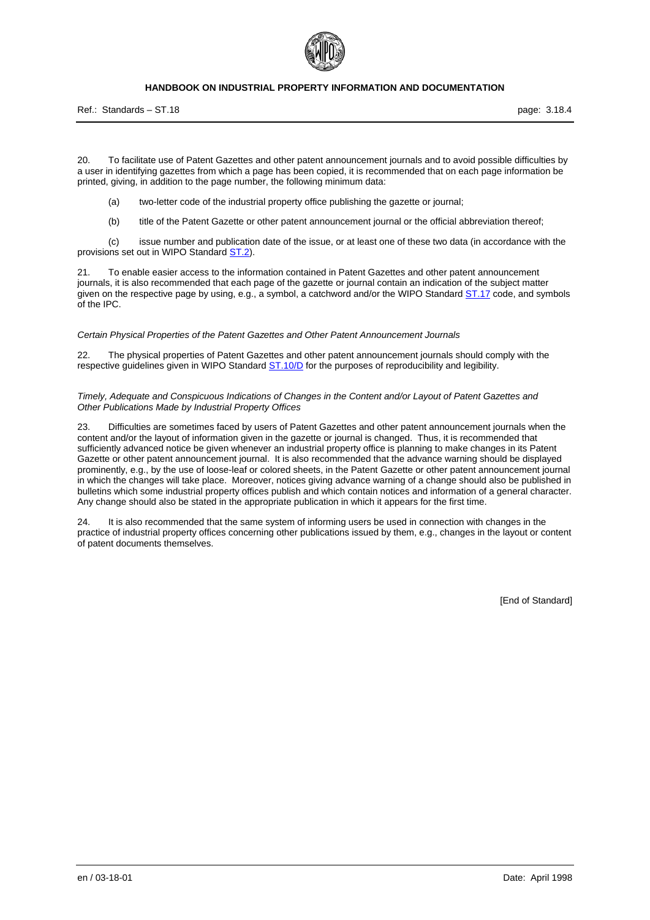20. To facilitate use of Patent Gazettes and other patent announcement journals and to avoid possible difficulties by a user in identifying gazettes from which a page has been copied, it is recommended that on each page information be printed, giving, in addition to the page number, the following minimum data:

(a) two-letter code of the industrial property office publishing the gazette or journal;

(b) title of the Patent Gazette or other patent announcement journal or the official abbreviation thereof;

(c) issue number and publication date of the issue, or at least one of these two data (in accordance with the provisions set out in WIPO Standard ST.2).

21. To enable easier access to the information contained in Patent Gazettes and other patent announcement journals, it is also recommended that each page of the gazette or journal contain an indication of the subject matter given on the respective page by using, e.g., a symbol, a catchword and/or the WIPO Standard ST.17 code, and symbols of the IPC.

*Certain Physical Properties of the Patent Gazettes and Other Patent Announcement Journals*

22. The physical properties of Patent Gazettes and other patent announcement journals should comply with the respective guidelines given in WIPO Standard ST.10/D for the purposes of reproducibility and legibility.

*Timely, Adequate and Conspicuous Indications of Changes in the Content and/or Layout of Patent Gazettes and Other Publications Made by Industrial Property Offices*

23. Difficulties are sometimes faced by users of Patent Gazettes and other patent announcement journals when the content and/or the layout of information given in the gazette or journal is changed. Thus, it is recommended that sufficiently advanced notice be given whenever an industrial property office is planning to make changes in its Patent Gazette or other patent announcement journal. It is also recommended that the advance warning should be displayed prominently, e.g., by the use of loose-leaf or colored sheets, in the Patent Gazette or other patent announcement journal in which the changes will take place. Moreover, notices giving advance warning of a change should also be published in bulletins which some industrial property offices publish and which contain notices and information of a general character. Any change should also be stated in the appropriate publication in which it appears for the first time.

24. It is also recommended that the same system of informing users be used in connection with changes in the practice of industrial property offices concerning other publications issued by them, e.g., changes in the layout or content of patent documents themselves.

[End of Standard]